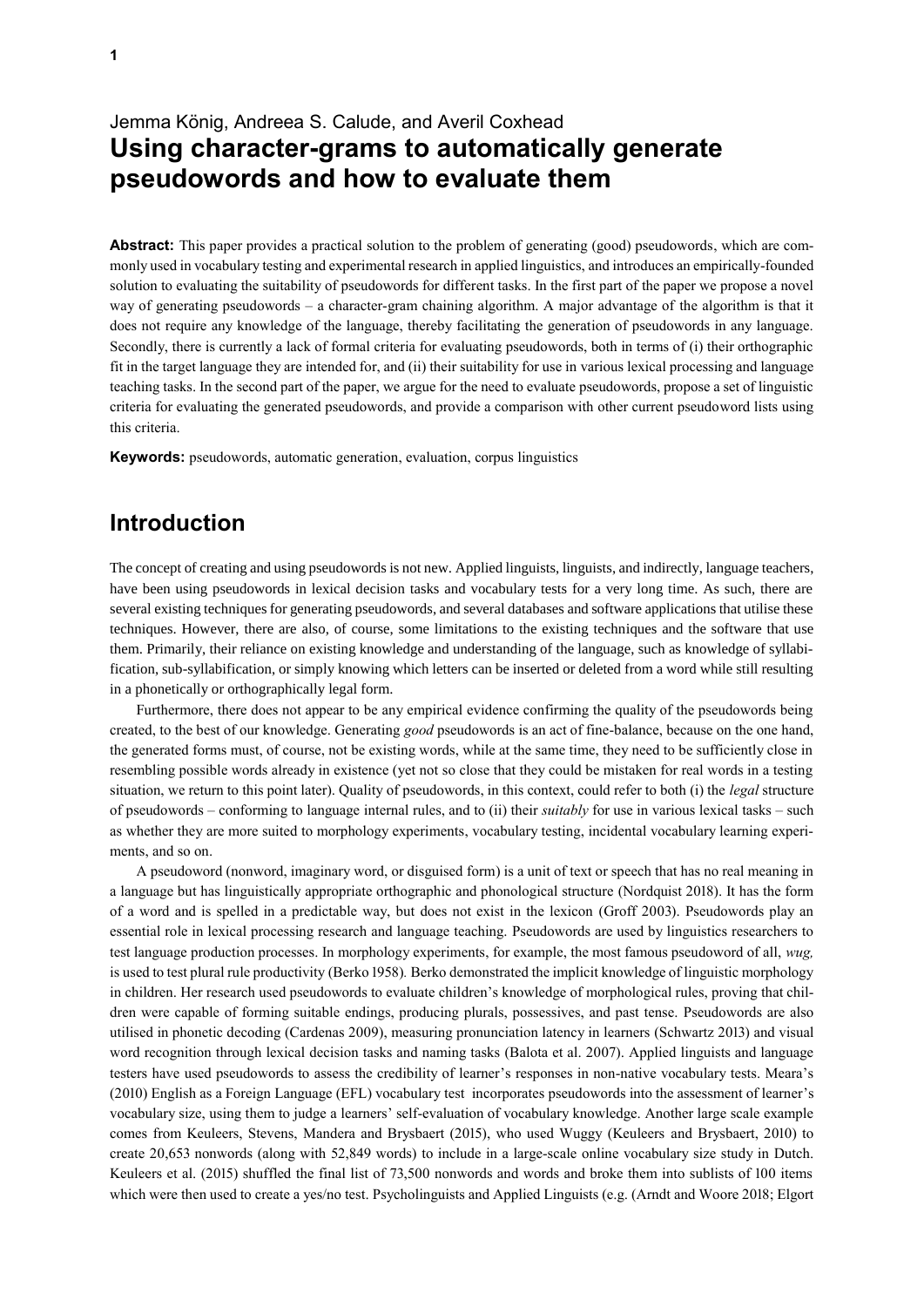Jemma König, Andreea S. Calude, and Averil Coxhead

# Using character-grams to automatically generate pseudowords and how to evaluate them

**Abstract:** This paper provides a practical solution to the problem of generating (good) pseudowords, which are commonly used in vocabulary testing and experimental research in applied linguistics, and introduces an empirically-founded solution to evaluating the suitability of pseudowords for different tasks. In the first part of the paper we propose a novel way of generating pseudowords – a character-gram chaining algorithm. A major advantage of the algorithm is that it does not require any knowledge of the language, thereby facilitating the generation of pseudowords in any language. Secondly, there is currently a lack of formal criteria for evaluating pseudowords, both in terms of (i) their orthographic fit in the target language they are intended for, and (ii) their suitability for use in various lexical processing and language teaching tasks. In the second part of the paper, we argue for the need to evaluate pseudowords, propose a set of linguistic criteria for evaluating the generated pseudowords, and provide a comparison with other current pseudoword lists using this criteria.

**Keywords:** pseudowords, automatic generation, evaluation, corpus linguistics

## Introduction

The concept of creating and using pseudowords is not new. Applied linguists, linguists, and indirectly, language teachers, have been using pseudowords in lexical decision tasks and vocabulary tests for a very long time. As such, there are several existing techniques for generating pseudowords, and several databases and software applications that utilise these techniques. However, there are also, of course, some limitations to the existing techniques and the software that use them. Primarily, their reliance on existing knowledge and understanding of the language, such as knowledge of syllabification, sub-syllabification, or simply knowing which letters can be inserted or deleted from a word while still resulting in a phonetically or orthographically legal form.

Furthermore, there does not appear to be any empirical evidence confirming the quality of the pseudowords being created, to the best of our knowledge. Generating *good* pseudowords is an act of fine-balance, because on the one hand, the generated forms must, of course, not be existing words, while at the same time, they need to be sufficiently close in resembling possible words already in existence (yet not so close that they could be mistaken for real words in a testing situation, we return to this point later). Quality of pseudowords, in this context, could refer to both (i) the *legal* structure of pseudowords – conforming to language internal rules, and to (ii) their *suitably* for use in various lexical tasks – such as whether they are more suited to morphology experiments, vocabulary testing, incidental vocabulary learning experiments, and so on.

A pseudoword (nonword, imaginary word, or disguised form) is a unit of text or speech that has no real meaning in a language but has linguistically appropriate orthographic and phonological structure (Nordquist 2018). It has the form of a word and is spelled in a predictable way, but does not exist in the lexicon (Groff 2003). Pseudowords play an essential role in lexical processing research and language teaching. Pseudowords are used by linguistics researchers to test language production processes. In morphology experiments, for example, the most famous pseudoword of all, *wug,* is used to test plural rule productivity (Berko 1958). Berko demonstrated the implicit knowledge of linguistic morphology in children. Her research used pseudowords to evaluate children's knowledge of morphological rules, proving that children were capable of forming suitable endings, producing plurals, possessives, and past tense. Pseudowords are also utilised in phonetic decoding (Cardenas 2009), measuring pronunciation latency in learners (Schwartz 2013) and visual word recognition through lexical decision tasks and naming tasks (Balota et al. 2007). Applied linguists and language testers have used pseudowords to assess the credibility of learner's responses in non-native vocabulary tests. Meara's (2010) English as a Foreign Language (EFL) vocabulary test incorporates pseudowords into the assessment of learner's vocabulary size, using them to judge a learners' self-evaluation of vocabulary knowledge. Another large scale example comes from Keuleers, Stevens, Mandera and Brysbaert (2015), who used Wuggy (Keuleers and Brysbaert, 2010) to create 20,653 nonwords (along with 52,849 words) to include in a large-scale online vocabulary size study in Dutch. Keuleers et al. (2015) shuffled the final list of 73,500 nonwords and words and broke them into sublists of 100 items which were then used to create a yes/no test. Psycholinguists and Applied Linguists (e.g. (Arndt and Woore 2018; Elgort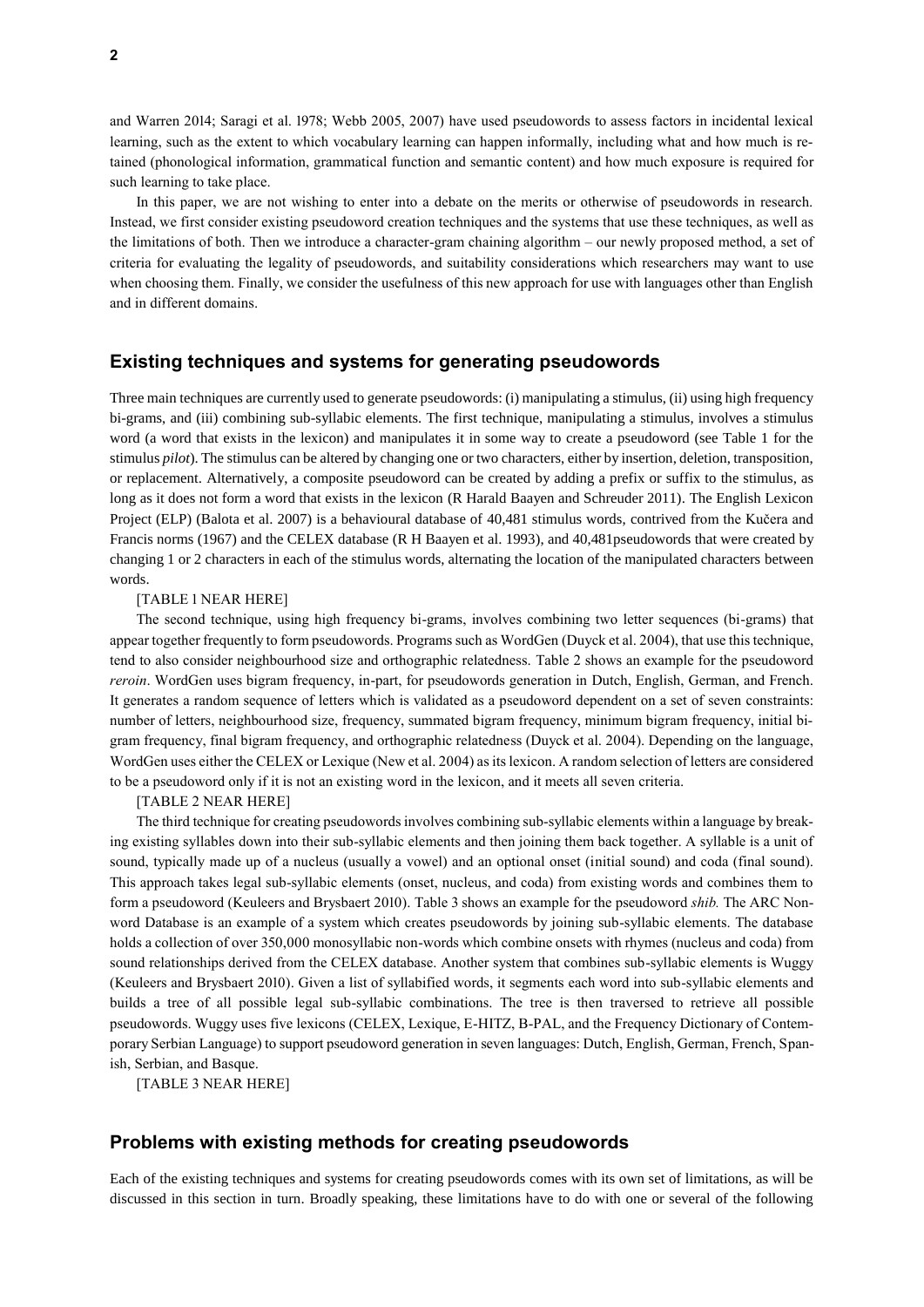and Warren 2014; Saragi et al. 1978; Webb 2005, 2007) have used pseudowords to assess factors in incidental lexical learning, such as the extent to which vocabulary learning can happen informally, including what and how much is retained (phonological information, grammatical function and semantic content) and how much exposure is required for such learning to take place.

In this paper, we are not wishing to enter into a debate on the merits or otherwise of pseudowords in research. Instead, we first consider existing pseudoword creation techniques and the systems that use these techniques, as well as the limitations of both. Then we introduce a character-gram chaining algorithm – our newly proposed method, a set of criteria for evaluating the legality of pseudowords, and suitability considerations which researchers may want to use when choosing them. Finally, we consider the usefulness of this new approach for use with languages other than English and in different domains.

## Existing techniques and systems for generating pseudowords

Three main techniques are currently used to generate pseudowords: (i) manipulating a stimulus, (ii) using high frequency bi-grams, and (iii) combining sub-syllabic elements. The first technique, manipulating a stimulus, involves a stimulus word (a word that exists in the lexicon) and manipulates it in some way to create a pseudoword (see Table 1 for the stimulus *pilot*). The stimulus can be altered by changing one or two characters, either by insertion, deletion, transposition, or replacement. Alternatively, a composite pseudoword can be created by adding a prefix or suffix to the stimulus, as long as it does not form a word that exists in the lexicon (R Harald Baayen and Schreuder 2011). The English Lexicon Project (ELP) (Balota et al. 2007) is a behavioural database of 40,481 stimulus words, contrived from the Kučera and Francis norms (1967) and the CELEX database (R H Baayen et al. 1993), and 40,481pseudowords that were created by changing 1 or 2 characters in each of the stimulus words, alternating the location of the manipulated characters between words.

[TABLE 1 NEAR HERE]

The second technique, using high frequency bi-grams, involves combining two letter sequences (bi-grams) that appear together frequently to form pseudowords. Programs such as WordGen (Duyck et al. 2004), that use this technique, tend to also consider neighbourhood size and orthographic relatedness. Table 2 shows an example for the pseudoword *reroin*. WordGen uses bigram frequency, in-part, for pseudowords generation in Dutch, English, German, and French. It generates a random sequence of letters which is validated as a pseudoword dependent on a set of seven constraints: number of letters, neighbourhood size, frequency, summated bigram frequency, minimum bigram frequency, initial bigram frequency, final bigram frequency, and orthographic relatedness (Duyck et al. 2004). Depending on the language, WordGen uses either the CELEX or Lexique (New et al. 2004) as its lexicon. A random selection of letters are considered to be a pseudoword only if it is not an existing word in the lexicon, and it meets all seven criteria.

[TABLE 2 NEAR HERE]

The third technique for creating pseudowords involves combining sub-syllabic elements within a language by breaking existing syllables down into their sub-syllabic elements and then joining them back together. A syllable is a unit of sound, typically made up of a nucleus (usually a vowel) and an optional onset (initial sound) and coda (final sound). This approach takes legal sub-syllabic elements (onset, nucleus, and coda) from existing words and combines them to form a pseudoword (Keuleers and Brysbaert 2010). Table 3 shows an example for the pseudoword *shib.* The ARC Nonword Database is an example of a system which creates pseudowords by joining sub-syllabic elements. The database holds a collection of over 350,000 monosyllabic non-words which combine onsets with rhymes (nucleus and coda) from sound relationships derived from the CELEX database. Another system that combines sub-syllabic elements is Wuggy (Keuleers and Brysbaert 2010). Given a list of syllabified words, it segments each word into sub-syllabic elements and builds a tree of all possible legal sub-syllabic combinations. The tree is then traversed to retrieve all possible pseudowords. Wuggy uses five lexicons (CELEX, Lexique, E-HITZ, B-PAL, and the Frequency Dictionary of Contemporary Serbian Language) to support pseudoword generation in seven languages: Dutch, English, German, French, Spanish, Serbian, and Basque.

[TABLE 3 NEAR HERE]

## Problems with existing methods for creating pseudowords

Each of the existing techniques and systems for creating pseudowords comes with its own set of limitations, as will be discussed in this section in turn. Broadly speaking, these limitations have to do with one or several of the following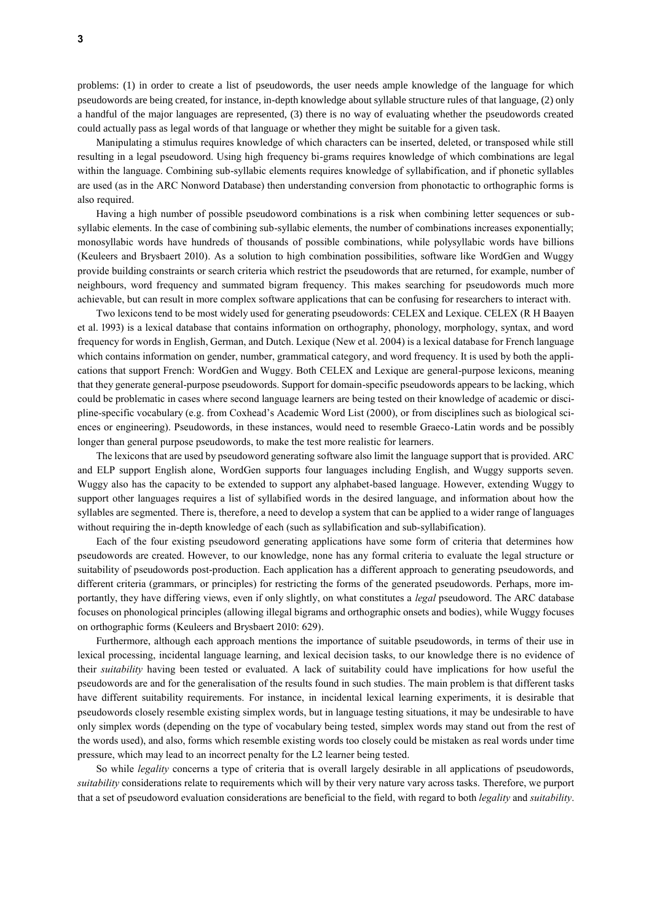problems: (1) in order to create a list of pseudowords, the user needs ample knowledge of the language for which pseudowords are being created, for instance, in-depth knowledge about syllable structure rules of that language, (2) only a handful of the major languages are represented, (3) there is no way of evaluating whether the pseudowords created could actually pass as legal words of that language or whether they might be suitable for a given task.

Manipulating a stimulus requires knowledge of which characters can be inserted, deleted, or transposed while still resulting in a legal pseudoword. Using high frequency bi-grams requires knowledge of which combinations are legal within the language. Combining sub-syllabic elements requires knowledge of syllabification, and if phonetic syllables are used (as in the ARC Nonword Database) then understanding conversion from phonotactic to orthographic forms is also required.

Having a high number of possible pseudoword combinations is a risk when combining letter sequences or sub-syllabic elements. In the case of combining sub-syllabic elements, the number of combinations increases exponentially; monosyllabic words have hundreds of thousands of possible combinations, while polysyllabic words have billions (Keuleers and Brysbaert 2010). As a solution to high combination possibilities, software like WordGen and Wuggy provide building constraints or search criteria which restrict the pseudowords that are returned, for example, number of neighbours, word frequency and summated bigram frequency. This makes searching for pseudowords much more achievable, but can result in more complex software applications that can be confusing for researchers to interact with.

Two lexicons tend to be most widely used for generating pseudowords: CELEX and Lexique. CELEX (R H Baayen et al. 1993) is a lexical database that contains information on orthography, phonology, morphology, syntax, and word frequency for words in English, German, and Dutch. Lexique (New et al. 2004) is a lexical database for French language which contains information on gender, number, grammatical category, and word frequency. It is used by both the applications that support French: WordGen and Wuggy. Both CELEX and Lexique are general-purpose lexicons, meaning that they generate general-purpose pseudowords. Support for domain-specific pseudowords appears to be lacking, which could be problematic in cases where second language learners are being tested on their knowledge of academic or discipline-specific vocabulary (e.g. from Coxhead's Academic Word List (2000), or from disciplines such as biological sciences or engineering). Pseudowords, in these instances, would need to resemble Graeco-Latin words and be possibly longer than general purpose pseudowords, to make the test more realistic for learners.

The lexicons that are used by pseudoword generating software also limit the language support that is provided. ARC and ELP support English alone, WordGen supports four languages including English, and Wuggy supports seven. Wuggy also has the capacity to be extended to support any alphabet-based language. However, extending Wuggy to support other languages requires a list of syllabified words in the desired language, and information about how the syllables are segmented. There is, therefore, a need to develop a system that can be applied to a wider range of languages without requiring the in-depth knowledge of each (such as syllabification and sub-syllabification).

Each of the four existing pseudoword generating applications have some form of criteria that determines how pseudowords are created. However, to our knowledge, none has any formal criteria to evaluate the legal structure or suitability of pseudowords post-production. Each application has a different approach to generating pseudowords, and different criteria (grammars, or principles) for restricting the forms of the generated pseudowords. Perhaps, more importantly, they have differing views, even if only slightly, on what constitutes a *legal* pseudoword. The ARC database focuses on phonological principles (allowing illegal bigrams and orthographic onsets and bodies), while Wuggy focuses on orthographic forms (Keuleers and Brysbaert 2010: 629).

Furthermore, although each approach mentions the importance of suitable pseudowords, in terms of their use in lexical processing, incidental language learning, and lexical decision tasks, to our knowledge there is no evidence of their *suitability* having been tested or evaluated. A lack of suitability could have implications for how useful the pseudowords are and for the generalisation of the results found in such studies. The main problem is that different tasks have different suitability requirements. For instance, in incidental lexical learning experiments, it is desirable that pseudowords closely resemble existing simplex words, but in language testing situations, it may be undesirable to have only simplex words (depending on the type of vocabulary being tested, simplex words may stand out from the rest of the words used), and also, forms which resemble existing words too closely could be mistaken as real words under time pressure, which may lead to an incorrect penalty for the L2 learner being tested.

So while *legality* concerns a type of criteria that is overall largely desirable in all applications of pseudowords, *suitability* considerations relate to requirements which will by their very nature vary across tasks. Therefore, we purport that a set of pseudoword evaluation considerations are beneficial to the field, with regard to both *legality* and *suitability*.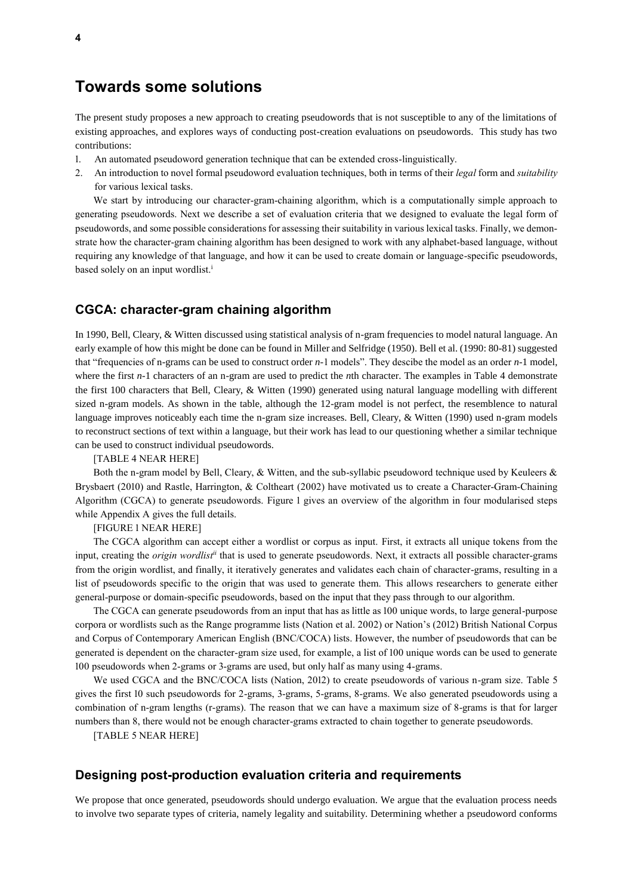# Towards some solutions

The present study proposes a new approach to creating pseudowords that is not susceptible to any of the limitations of existing approaches, and explores ways of conducting post-creation evaluations on pseudowords. This study has two contributions:

1. An automated pseudoword generation technique that can be extended cross-linguistically.
2. An introduction to novel formal pseudoword evaluation techniques, both in terms of their *legal* form and *suitability* for various lexical tasks.

We start by introducing our character-gram-chaining algorithm, which is a computationally simple approach to generating pseudowords. Next we describe a set of evaluation criteria that we designed to evaluate the legal form of pseudowords, and some possible considerations for assessing their suitability in various lexical tasks. Finally, we demonstrate how the character-gram chaining algorithm has been designed to work with any alphabet-based language, without requiring any knowledge of that language, and how it can be used to create domain or language-specific pseudowords, based solely on an input wordlist.[i]

## CGCA: character-gram chaining algorithm

In 1990, Bell, Cleary, & Witten discussed using statistical analysis of n-gram frequencies to model natural language. An early example of how this might be done can be found in Miller and Selfridge (1950). Bell et al. (1990: 80-81) suggested that "frequencies of n-grams can be used to construct order *n*-1 models". They descibe the model as an order *n*-1 model, where the first *n*-1 characters of an n-gram are used to predict the *n*th character. The examples in Table 4 demonstrate the first 100 characters that Bell, Cleary, & Witten (1990) generated using natural language modelling with different sized n-gram models. As shown in the table, although the 12-gram model is not perfect, the resemblence to natural language improves noticeably each time the n-gram size increases. Bell, Cleary, & Witten (1990) used n-gram models to reconstruct sections of text within a language, but their work has lead to our questioning whether a similar technique can be used to construct individual pseudowords.

[TABLE 4 NEAR HERE]

Both the n-gram model by Bell, Cleary, & Witten, and the sub-syllabic pseudoword technique used by Keuleers & Brysbaert (2010) and Rastle, Harrington, & Coltheart (2002) have motivated us to create a Character-Gram-Chaining Algorithm (CGCA) to generate pseudowords. Figure 1 gives an overview of the algorithm in four modularised steps while Appendix A gives the full details.

[FIGURE 1 NEAR HERE]

The CGCA algorithm can accept either a wordlist or corpus as input. First, it extracts all unique tokens from the input, creating the *origin wordlist*[ii] that is used to generate pseudowords. Next, it extracts all possible character-grams from the origin wordlist, and finally, it iteratively generates and validates each chain of character-grams, resulting in a list of pseudowords specific to the origin that was used to generate them. This allows researchers to generate either general-purpose or domain-specific pseudowords, based on the input that they pass through to our algorithm.

The CGCA can generate pseudowords from an input that has as little as 100 unique words, to large general-purpose corpora or wordlists such as the Range programme lists (Nation et al. 2002) or Nation's (2012) British National Corpus and Corpus of Contemporary American English (BNC/COCA) lists. However, the number of pseudowords that can be generated is dependent on the character-gram size used, for example, a list of 100 unique words can be used to generate 100 pseudowords when 2-grams or 3-grams are used, but only half as many using 4-grams.

We used CGCA and the BNC/COCA lists (Nation, 2012) to create pseudowords of various n-gram size. Table 5 gives the first 10 such pseudowords for 2-grams, 3-grams, 5-grams, 8-grams. We also generated pseudowords using a combination of n-gram lengths (r-grams). The reason that we can have a maximum size of 8-grams is that for larger numbers than 8, there would not be enough character-grams extracted to chain together to generate pseudowords.

[TABLE 5 NEAR HERE]

## Designing post-production evaluation criteria and requirements

We propose that once generated, pseudowords should undergo evaluation. We argue that the evaluation process needs to involve two separate types of criteria, namely legality and suitability. Determining whether a pseudoword conforms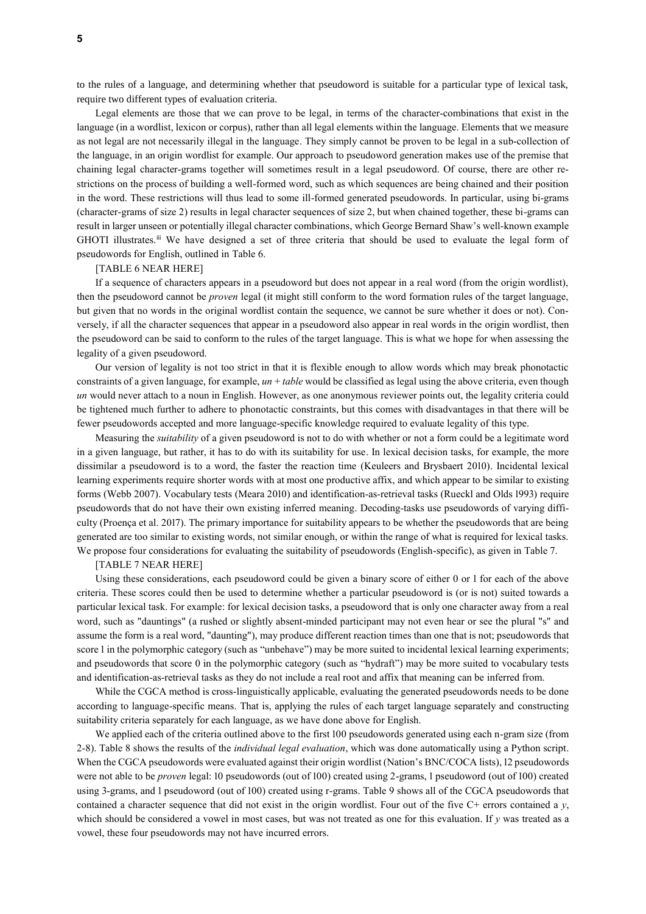to the rules of a language, and determining whether that pseudoword is suitable for a particular type of lexical task, require two different types of evaluation criteria.

Legal elements are those that we can prove to be legal, in terms of the character-combinations that exist in the language (in a wordlist, lexicon or corpus), rather than all legal elements within the language. Elements that we measure as not legal are not necessarily illegal in the language. They simply cannot be proven to be legal in a sub-collection of the language, in an origin wordlist for example. Our approach to pseudoword generation makes use of the premise that chaining legal character-grams together will sometimes result in a legal pseudoword. Of course, there are other restrictions on the process of building a well-formed word, such as which sequences are being chained and their position in the word. These restrictions will thus lead to some ill-formed generated pseudowords. In particular, using bi-grams (character-grams of size 2) results in legal character sequences of size 2, but when chained together, these bi-grams can result in larger unseen or potentially illegal character combinations, which George Bernard Shaw's well-known example GHOTI illustrates.[iii] We have designed a set of three criteria that should be used to evaluate the legal form of pseudowords for English, outlined in Table 6.

[TABLE 6 NEAR HERE]

If a sequence of characters appears in a pseudoword but does not appear in a real word (from the origin wordlist), then the pseudoword cannot be *proven* legal (it might still conform to the word formation rules of the target language, but given that no words in the original wordlist contain the sequence, we cannot be sure whether it does or not). Conversely, if all the character sequences that appear in a pseudoword also appear in real words in the origin wordlist, then the pseudoword can be said to conform to the rules of the target language. This is what we hope for when assessing the legality of a given pseudoword.

Our version of legality is not too strict in that it is flexible enough to allow words which may break phonotactic constraints of a given language, for example, *un* + *table* would be classified as legal using the above criteria, even though *un* would never attach to a noun in English. However, as one anonymous reviewer points out, the legality criteria could be tightened much further to adhere to phonotactic constraints, but this comes with disadvantages in that there will be fewer pseudowords accepted and more language-specific knowledge required to evaluate legality of this type.

Measuring the *suitability* of a given pseudoword is not to do with whether or not a form could be a legitimate word in a given language, but rather, it has to do with its suitability for use. In lexical decision tasks, for example, the more dissimilar a pseudoword is to a word, the faster the reaction time (Keuleers and Brysbaert 2010). Incidental lexical learning experiments require shorter words with at most one productive affix, and which appear to be similar to existing forms (Webb 2007). Vocabulary tests (Meara 2010) and identification-as-retrieval tasks (Rueckl and Olds 1993) require pseudowords that do not have their own existing inferred meaning. Decoding-tasks use pseudowords of varying difficulty (Proença et al. 2017). The primary importance for suitability appears to be whether the pseudowords that are being generated are too similar to existing words, not similar enough, or within the range of what is required for lexical tasks. We propose four considerations for evaluating the suitability of pseudowords (English-specific), as given in Table 7.

[TABLE 7 NEAR HERE]

Using these considerations, each pseudoword could be given a binary score of either 0 or 1 for each of the above criteria. These scores could then be used to determine whether a particular pseudoword is (or is not) suited towards a particular lexical task. For example: for lexical decision tasks, a pseudoword that is only one character away from a real word, such as "dauntings" (a rushed or slightly absent-minded participant may not even hear or see the plural "s" and assume the form is a real word, "daunting"), may produce different reaction times than one that is not; pseudowords that score 1 in the polymorphic category (such as "unbehave") may be more suited to incidental lexical learning experiments; and pseudowords that score 0 in the polymorphic category (such as "hydraft") may be more suited to vocabulary tests and identification-as-retrieval tasks as they do not include a real root and affix that meaning can be inferred from.

While the CGCA method is cross-linguistically applicable, evaluating the generated pseudowords needs to be done according to language-specific means. That is, applying the rules of each target language separately and constructing suitability criteria separately for each language, as we have done above for English.

We applied each of the criteria outlined above to the first 100 pseudowords generated using each n-gram size (from 2-8). Table 8 shows the results of the *individual legal evaluation*, which was done automatically using a Python script. When the CGCA pseudowords were evaluated against their origin wordlist (Nation's BNC/COCA lists), 12 pseudowords were not able to be *proven* legal: 10 pseudowords (out of 100) created using 2-grams, 1 pseudoword (out of 100) created using 3-grams, and 1 pseudoword (out of 100) created using r-grams. Table 9 shows all of the CGCA pseudowords that contained a character sequence that did not exist in the origin wordlist. Four out of the five C+ errors contained a *y*, which should be considered a vowel in most cases, but was not treated as one for this evaluation. If *y* was treated as a vowel, these four pseudowords may not have incurred errors.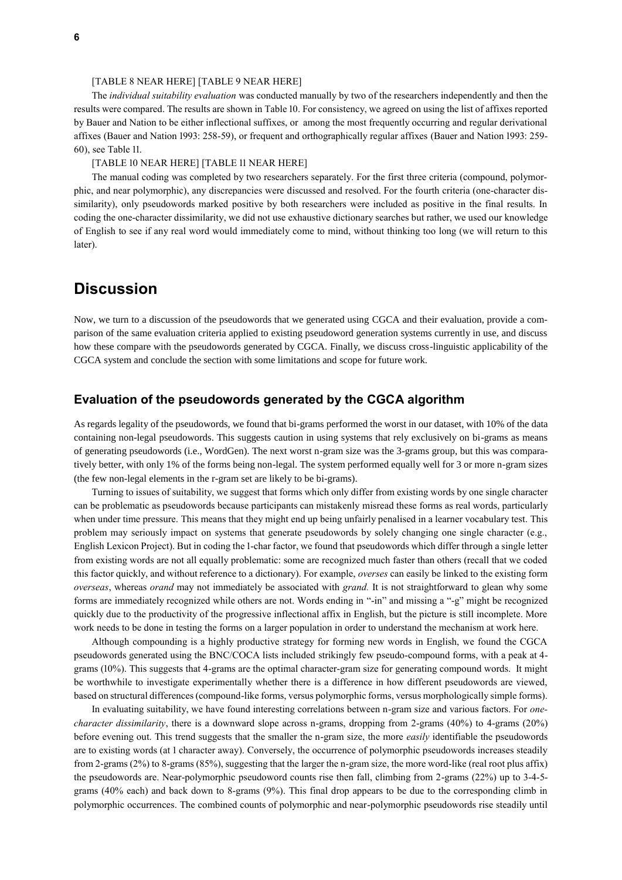[TABLE 8 NEAR HERE] [TABLE 9 NEAR HERE]

The *individual suitability evaluation* was conducted manually by two of the researchers independently and then the results were compared. The results are shown in Table 10. For consistency, we agreed on using the list of affixes reported by Bauer and Nation to be either inflectional suffixes, or among the most frequently occurring and regular derivational affixes (Bauer and Nation 1993: 258-59), or frequent and orthographically regular affixes (Bauer and Nation 1993: 259-60), see Table 11.

[TABLE 10 NEAR HERE] [TABLE 11 NEAR HERE]

The manual coding was completed by two researchers separately. For the first three criteria (compound, polymorphic, and near polymorphic), any discrepancies were discussed and resolved. For the fourth criteria (one-character dissimilarity), only pseudowords marked positive by both researchers were included as positive in the final results. In coding the one-character dissimilarity, we did not use exhaustive dictionary searches but rather, we used our knowledge of English to see if any real word would immediately come to mind, without thinking too long (we will return to this later).

# Discussion

Now, we turn to a discussion of the pseudowords that we generated using CGCA and their evaluation, provide a comparison of the same evaluation criteria applied to existing pseudoword generation systems currently in use, and discuss how these compare with the pseudowords generated by CGCA. Finally, we discuss cross-linguistic applicability of the CGCA system and conclude the section with some limitations and scope for future work.

## Evaluation of the pseudowords generated by the CGCA algorithm

As regards legality of the pseudowords, we found that bi-grams performed the worst in our dataset, with 10% of the data containing non-legal pseudowords. This suggests caution in using systems that rely exclusively on bi-grams as means of generating pseudowords (i.e., WordGen). The next worst n-gram size was the 3-grams group, but this was comparatively better, with only 1% of the forms being non-legal. The system performed equally well for 3 or more n-gram sizes (the few non-legal elements in the r-gram set are likely to be bi-grams).

Turning to issues of suitability, we suggest that forms which only differ from existing words by one single character can be problematic as pseudowords because participants can mistakenly misread these forms as real words, particularly when under time pressure. This means that they might end up being unfairly penalised in a learner vocabulary test. This problem may seriously impact on systems that generate pseudowords by solely changing one single character (e.g., English Lexicon Project). But in coding the 1-char factor, we found that pseudowords which differ through a single letter from existing words are not all equally problematic: some are recognized much faster than others (recall that we coded this factor quickly, and without reference to a dictionary). For example, *overses* can easily be linked to the existing form *overseas*, whereas *orand* may not immediately be associated with *grand.* It is not straightforward to glean why some forms are immediately recognized while others are not. Words ending in "-in" and missing a "-g" might be recognized quickly due to the productivity of the progressive inflectional affix in English, but the picture is still incomplete. More work needs to be done in testing the forms on a larger population in order to understand the mechanism at work here.

Although compounding is a highly productive strategy for forming new words in English, we found the CGCA pseudowords generated using the BNC/COCA lists included strikingly few pseudo-compound forms, with a peak at 4-grams (10%). This suggests that 4-grams are the optimal character-gram size for generating compound words. It might be worthwhile to investigate experimentally whether there is a difference in how different pseudowords are viewed, based on structural differences (compound-like forms, versus polymorphic forms, versus morphologically simple forms).

In evaluating suitability, we have found interesting correlations between n-gram size and various factors. For *one-character dissimilarity*, there is a downward slope across n-grams, dropping from 2-grams (40%) to 4-grams (20%) before evening out. This trend suggests that the smaller the n-gram size, the more *easily* identifiable the pseudowords are to existing words (at 1 character away). Conversely, the occurrence of polymorphic pseudowords increases steadily from 2-grams (2%) to 8-grams (85%), suggesting that the larger the n-gram size, the more word-like (real root plus affix) the pseudowords are. Near-polymorphic pseudoword counts rise then fall, climbing from 2-grams (22%) up to 3-4-5-grams (40% each) and back down to 8-grams (9%). This final drop appears to be due to the corresponding climb in polymorphic occurrences. The combined counts of polymorphic and near-polymorphic pseudowords rise steadily until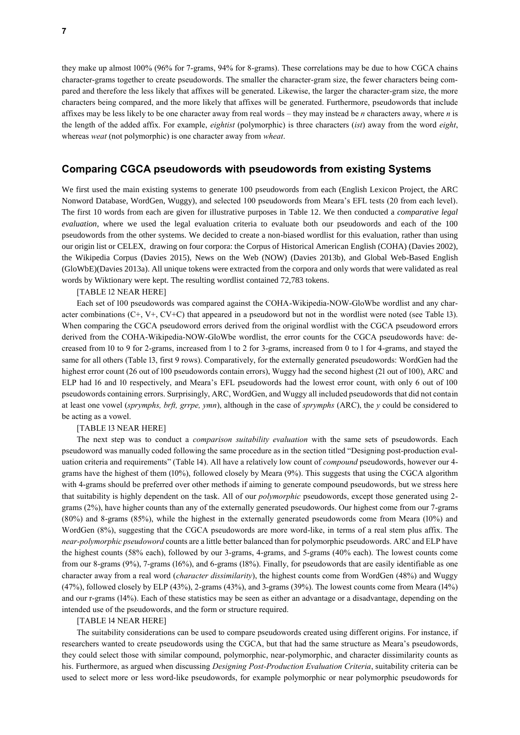they make up almost 100% (96% for 7-grams, 94% for 8-grams). These correlations may be due to how CGCA chains character-grams together to create pseudowords. The smaller the character-gram size, the fewer characters being compared and therefore the less likely that affixes will be generated. Likewise, the larger the character-gram size, the more characters being compared, and the more likely that affixes will be generated. Furthermore, pseudowords that include affixes may be less likely to be one character away from real words – they may instead be *n* characters away, where *n* is the length of the added affix. For example, *eightist* (polymorphic) is three characters (*ist*) away from the word *eight*, whereas *weat* (not polymorphic) is one character away from *wheat*.

## Comparing CGCA pseudowords with pseudowords from existing Systems

We first used the main existing systems to generate 100 pseudowords from each (English Lexicon Project, the ARC Nonword Database, WordGen, Wuggy), and selected 100 pseudowords from Meara's EFL tests (20 from each level). The first 10 words from each are given for illustrative purposes in Table 12. We then conducted a *comparative legal evaluation*, where we used the legal evaluation criteria to evaluate both our pseudowords and each of the 100 pseudowords from the other systems. We decided to create a non-biased wordlist for this evaluation, rather than using our origin list or CELEX, drawing on four corpora: the Corpus of Historical American English (COHA) (Davies 2002), the Wikipedia Corpus (Davies 2015), News on the Web (NOW) (Davies 2013b), and Global Web-Based English (GloWbE)(Davies 2013a). All unique tokens were extracted from the corpora and only words that were validated as real words by Wiktionary were kept. The resulting wordlist contained 72,783 tokens.

[TABLE 12 NEAR HERE]

Each set of 100 pseudowords was compared against the COHA-Wikipedia-NOW-GloWbe wordlist and any character combinations (C+, V+, CV+C) that appeared in a pseudoword but not in the wordlist were noted (see Table 13). When comparing the CGCA pseudoword errors derived from the original wordlist with the CGCA pseudoword errors derived from the COHA-Wikipedia-NOW-GloWbe wordlist, the error counts for the CGCA pseudowords have: decreased from 10 to 9 for 2-grams, increased from 1 to 2 for 3-grams, increased from 0 to 1 for 4-grams, and stayed the same for all others (Table 13, first 9 rows). Comparatively, for the externally generated pseudowords: WordGen had the highest error count (26 out of 100 pseudowords contain errors), Wuggy had the second highest (21 out of 100), ARC and ELP had 16 and 10 respectively, and Meara's EFL pseudowords had the lowest error count, with only 6 out of 100 pseudowords containing errors. Surprisingly, ARC, WordGen, and Wuggy all included pseudowords that did not contain at least one vowel (*sprymphs, brft, grrpe, ymn*), although in the case of *sprymphs* (ARC), the *y* could be considered to be acting as a vowel.

[TABLE 13 NEAR HERE]

The next step was to conduct a *comparison suitability evaluation* with the same sets of pseudowords. Each pseudoword was manually coded following the same procedure as in the section titled "Designing post-production evaluation criteria and requirements" (Table 14). All have a relatively low count of *compound* pseudowords, however our 4-grams have the highest of them (10%), followed closely by Meara (9%). This suggests that using the CGCA algorithm with 4-grams should be preferred over other methods if aiming to generate compound pseudowords, but we stress here that suitability is highly dependent on the task. All of our *polymorphic* pseudowords, except those generated using 2-grams (2%), have higher counts than any of the externally generated pseudowords. Our highest come from our 7-grams (80%) and 8-grams (85%), while the highest in the externally generated pseudowords come from Meara (10%) and WordGen (8%), suggesting that the CGCA pseudowords are more word-like, in terms of a real stem plus affix. The *near-polymorphic pseudoword* counts are a little better balanced than for polymorphic pseudowords. ARC and ELP have the highest counts (58% each), followed by our 3-grams, 4-grams, and 5-grams (40% each). The lowest counts come from our 8-grams (9%), 7-grams (16%), and 6-grams (18%). Finally, for pseudowords that are easily identifiable as one character away from a real word (*character dissimilarity*), the highest counts come from WordGen (48%) and Wuggy (47%), followed closely by ELP (43%), 2-grams (43%), and 3-grams (39%). The lowest counts come from Meara (14%) and our r-grams (14%). Each of these statistics may be seen as either an advantage or a disadvantage, depending on the intended use of the pseudowords, and the form or structure required.

[TABLE 14 NEAR HERE]

The suitability considerations can be used to compare pseudowords created using different origins. For instance, if researchers wanted to create pseudowords using the CGCA, but that had the same structure as Meara's pseudowords, they could select those with similar compound, polymorphic, near-polymorphic, and character dissimilarity counts as his. Furthermore, as argued when discussing *Designing Post-Production Evaluation Criteria*, suitability criteria can be used to select more or less word-like pseudowords, for example polymorphic or near polymorphic pseudowords for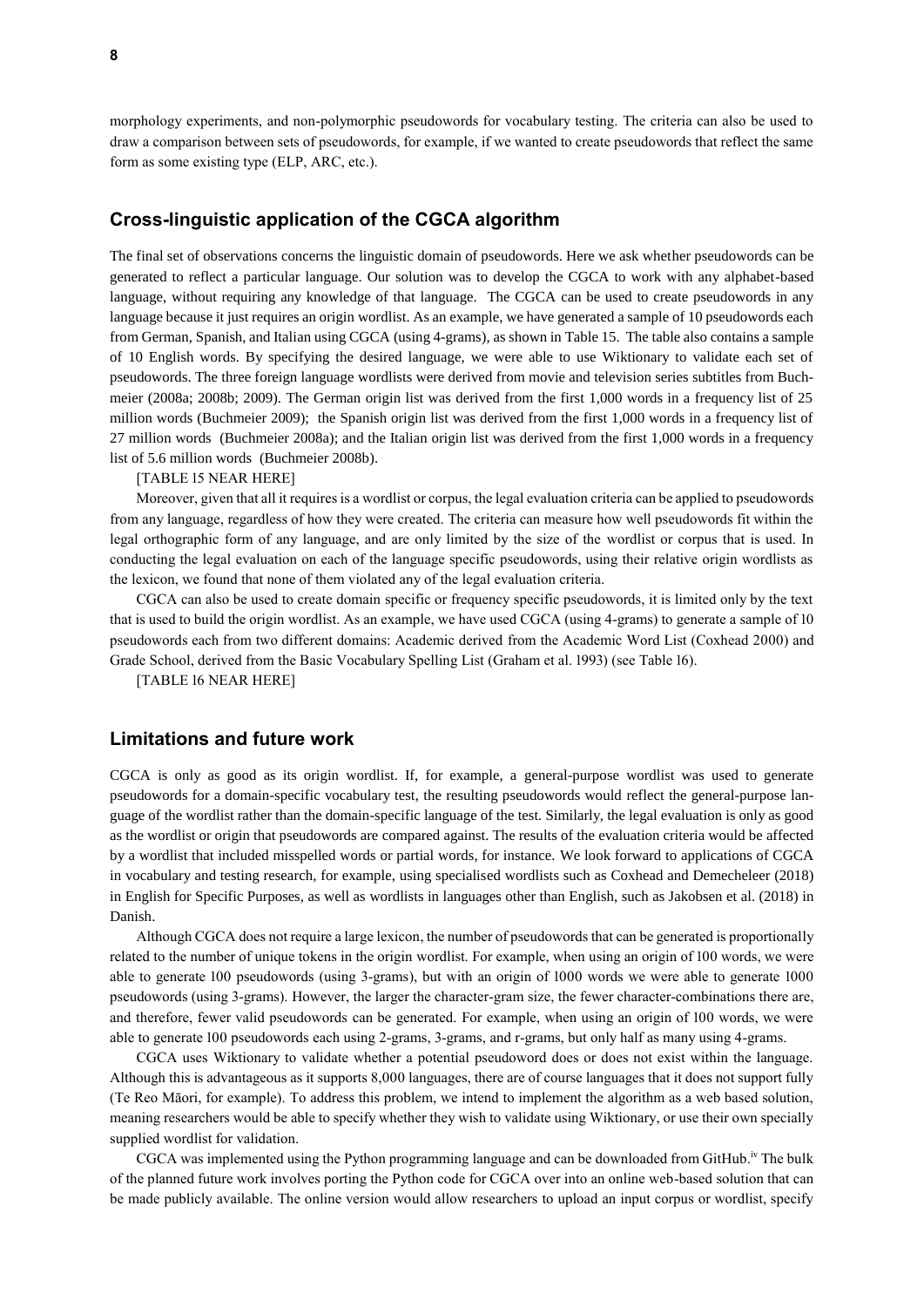morphology experiments, and non-polymorphic pseudowords for vocabulary testing. The criteria can also be used to draw a comparison between sets of pseudowords, for example, if we wanted to create pseudowords that reflect the same form as some existing type (ELP, ARC, etc.).

## Cross-linguistic application of the CGCA algorithm

The final set of observations concerns the linguistic domain of pseudowords. Here we ask whether pseudowords can be generated to reflect a particular language. Our solution was to develop the CGCA to work with any alphabet-based language, without requiring any knowledge of that language. The CGCA can be used to create pseudowords in any language because it just requires an origin wordlist. As an example, we have generated a sample of 10 pseudowords each from German, Spanish, and Italian using CGCA (using 4-grams), as shown in Table 15. The table also contains a sample of 10 English words. By specifying the desired language, we were able to use Wiktionary to validate each set of pseudowords. The three foreign language wordlists were derived from movie and television series subtitles from Buchmeier (2008a; 2008b; 2009). The German origin list was derived from the first 1,000 words in a frequency list of 25 million words (Buchmeier 2009); the Spanish origin list was derived from the first 1,000 words in a frequency list of 27 million words (Buchmeier 2008a); and the Italian origin list was derived from the first 1,000 words in a frequency list of 5.6 million words (Buchmeier 2008b).

[TABLE 15 NEAR HERE]

Moreover, given that all it requires is a wordlist or corpus, the legal evaluation criteria can be applied to pseudowords from any language, regardless of how they were created. The criteria can measure how well pseudowords fit within the legal orthographic form of any language, and are only limited by the size of the wordlist or corpus that is used. In conducting the legal evaluation on each of the language specific pseudowords, using their relative origin wordlists as the lexicon, we found that none of them violated any of the legal evaluation criteria.

CGCA can also be used to create domain specific or frequency specific pseudowords, it is limited only by the text that is used to build the origin wordlist. As an example, we have used CGCA (using 4-grams) to generate a sample of 10 pseudowords each from two different domains: Academic derived from the Academic Word List (Coxhead 2000) and Grade School, derived from the Basic Vocabulary Spelling List (Graham et al. 1993) (see Table 16).

[TABLE 16 NEAR HERE]

## Limitations and future work

CGCA is only as good as its origin wordlist. If, for example, a general-purpose wordlist was used to generate pseudowords for a domain-specific vocabulary test, the resulting pseudowords would reflect the general-purpose language of the wordlist rather than the domain-specific language of the test. Similarly, the legal evaluation is only as good as the wordlist or origin that pseudowords are compared against. The results of the evaluation criteria would be affected by a wordlist that included misspelled words or partial words, for instance. We look forward to applications of CGCA in vocabulary and testing research, for example, using specialised wordlists such as Coxhead and Demecheleer (2018) in English for Specific Purposes, as well as wordlists in languages other than English, such as Jakobsen et al. (2018) in Danish.

Although CGCA does not require a large lexicon, the number of pseudowords that can be generated is proportionally related to the number of unique tokens in the origin wordlist. For example, when using an origin of 100 words, we were able to generate 100 pseudowords (using 3-grams), but with an origin of 1000 words we were able to generate 1000 pseudowords (using 3-grams). However, the larger the character-gram size, the fewer character-combinations there are, and therefore, fewer valid pseudowords can be generated. For example, when using an origin of 100 words, we were able to generate 100 pseudowords each using 2-grams, 3-grams, and r-grams, but only half as many using 4-grams.

CGCA uses Wiktionary to validate whether a potential pseudoword does or does not exist within the language. Although this is advantageous as it supports 8,000 languages, there are of course languages that it does not support fully (Te Reo Māori, for example). To address this problem, we intend to implement the algorithm as a web based solution, meaning researchers would be able to specify whether they wish to validate using Wiktionary, or use their own specially supplied wordlist for validation.

CGCA was implemented using the Python programming language and can be downloaded from GitHub.[iv] The bulk of the planned future work involves porting the Python code for CGCA over into an online web-based solution that can be made publicly available. The online version would allow researchers to upload an input corpus or wordlist, specify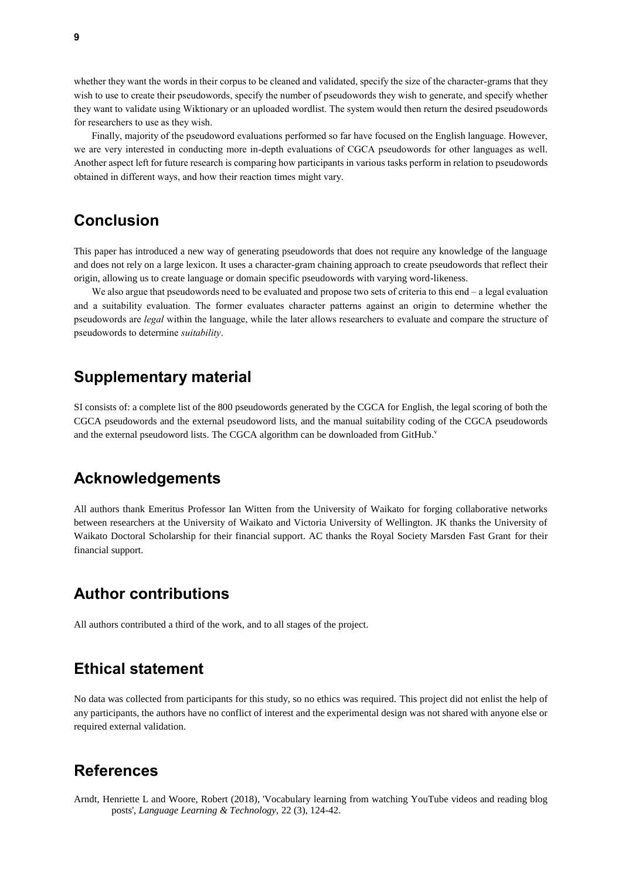whether they want the words in their corpus to be cleaned and validated, specify the size of the character-grams that they wish to use to create their pseudowords, specify the number of pseudowords they wish to generate, and specify whether they want to validate using Wiktionary or an uploaded wordlist. The system would then return the desired pseudowords for researchers to use as they wish.

Finally, majority of the pseudoword evaluations performed so far have focused on the English language. However, we are very interested in conducting more in-depth evaluations of CGCA pseudowords for other languages as well. Another aspect left for future research is comparing how participants in various tasks perform in relation to pseudowords obtained in different ways, and how their reaction times might vary.

## Conclusion

This paper has introduced a new way of generating pseudowords that does not require any knowledge of the language and does not rely on a large lexicon. It uses a character-gram chaining approach to create pseudowords that reflect their origin, allowing us to create language or domain specific pseudowords with varying word-likeness.

We also argue that pseudowords need to be evaluated and propose two sets of criteria to this end – a legal evaluation and a suitability evaluation. The former evaluates character patterns against an origin to determine whether the pseudowords are *legal* within the language, while the later allows researchers to evaluate and compare the structure of pseudowords to determine *suitability*.

## Supplementary material

SI consists of: a complete list of the 800 pseudowords generated by the CGCA for English, the legal scoring of both the CGCA pseudowords and the external pseudoword lists, and the manual suitability coding of the CGCA pseudowords and the external pseudoword lists. The CGCA algorithm can be downloaded from GitHub.[v]

## Acknowledgements

All authors thank Emeritus Professor Ian Witten from the University of Waikato for forging collaborative networks between researchers at the University of Waikato and Victoria University of Wellington. JK thanks the University of Waikato Doctoral Scholarship for their financial support. AC thanks the Royal Society Marsden Fast Grant for their financial support.

## Author contributions

All authors contributed a third of the work, and to all stages of the project.

## Ethical statement

No data was collected from participants for this study, so no ethics was required. This project did not enlist the help of any participants, the authors have no conflict of interest and the experimental design was not shared with anyone else or required external validation.

## References

Arndt, Henriette L and Woore, Robert (2018), 'Vocabulary learning from watching YouTube videos and reading blog posts', *Language Learning & Technology*, 22 (3), 124-42.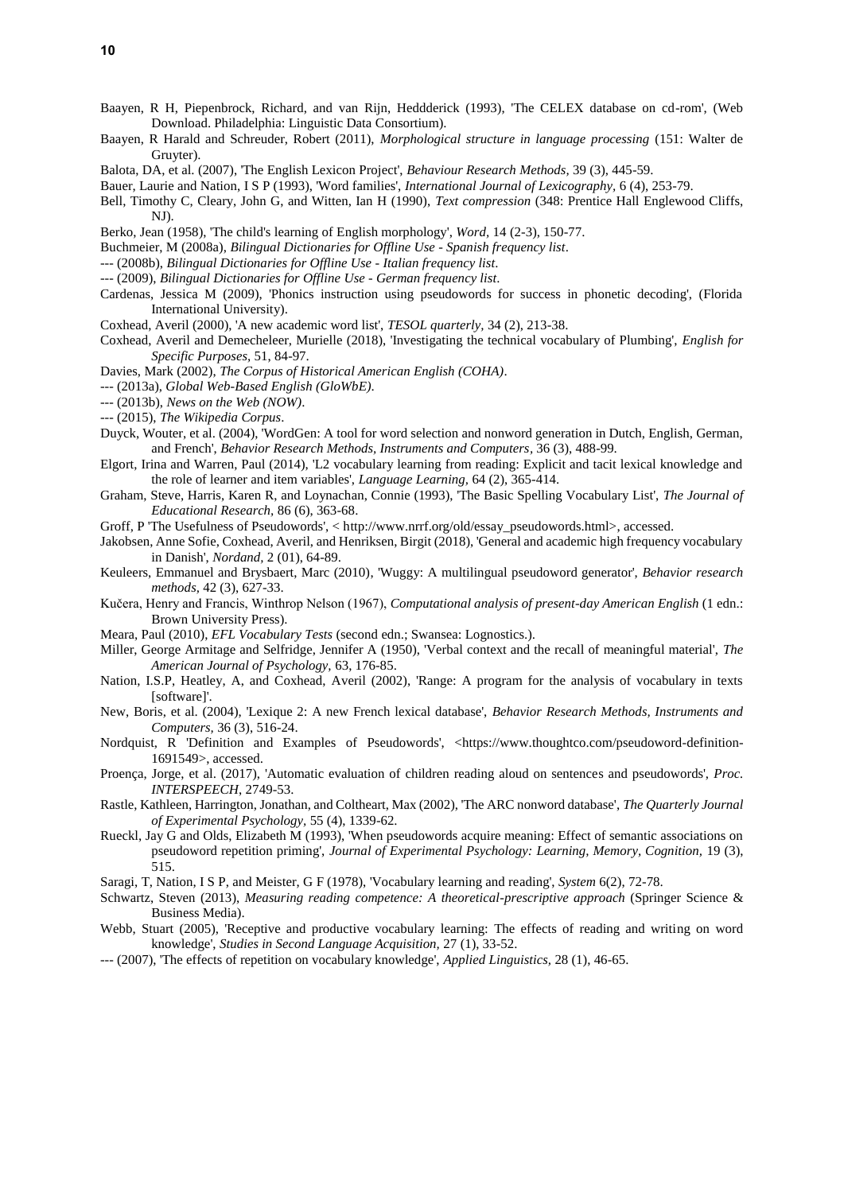Baayen, R H, Piepenbrock, Richard, and van Rijn, Heddderick (1993), 'The CELEX database on cd-rom', (Web Download. Philadelphia: Linguistic Data Consortium).

Baayen, R Harald and Schreuder, Robert (2011), *Morphological structure in language processing* (151: Walter de Gruyter).

Balota, DA, et al. (2007), 'The English Lexicon Project', *Behaviour Research Methods,* 39 (3), 445-59.

Bauer, Laurie and Nation, I S P (1993), 'Word families', *International Journal of Lexicography,* 6 (4), 253-79.

Bell, Timothy C, Cleary, John G, and Witten, Ian H (1990), *Text compression* (348: Prentice Hall Englewood Cliffs, NJ).

Berko, Jean (1958), 'The child's learning of English morphology', *Word,* 14 (2-3), 150-77.

Buchmeier, M (2008a), *Bilingual Dictionaries for Offline Use - Spanish frequency list*.

--- (2008b), *Bilingual Dictionaries for Offline Use - Italian frequency list*.

--- (2009), *Bilingual Dictionaries for Offline Use - German frequency list*.

Cardenas, Jessica M (2009), 'Phonics instruction using pseudowords for success in phonetic decoding', (Florida International University).

Coxhead, Averil (2000), 'A new academic word list', *TESOL quarterly,* 34 (2), 213-38.

Coxhead, Averil and Demecheleer, Murielle (2018), 'Investigating the technical vocabulary of Plumbing', *English for Specific Purposes,* 51, 84-97.

Davies, Mark (2002), *The Corpus of Historical American English (COHA)*.

--- (2013a), *Global Web-Based English (GloWbE)*.

--- (2013b), *News on the Web (NOW)*.

--- (2015), *The Wikipedia Corpus*.

Duyck, Wouter, et al. (2004), 'WordGen: A tool for word selection and nonword generation in Dutch, English, German, and French', *Behavior Research Methods, Instruments and Computers,* 36 (3), 488-99.

Elgort, Irina and Warren, Paul (2014), 'L2 vocabulary learning from reading: Explicit and tacit lexical knowledge and the role of learner and item variables', *Language Learning,* 64 (2), 365-414.

Graham, Steve, Harris, Karen R, and Loynachan, Connie (1993), 'The Basic Spelling Vocabulary List', *The Journal of Educational Research,* 86 (6), 363-68.

Groff, P 'The Usefulness of Pseudowords', < http://www.nrrf.org/old/essay_pseudowords.html>, accessed.

Jakobsen, Anne Sofie, Coxhead, Averil, and Henriksen, Birgit (2018), 'General and academic high frequency vocabulary in Danish', *Nordand,* 2 (01), 64-89.

Keuleers, Emmanuel and Brysbaert, Marc (2010), 'Wuggy: A multilingual pseudoword generator', *Behavior research methods,* 42 (3), 627-33.

Kučera, Henry and Francis, Winthrop Nelson (1967), *Computational analysis of present-day American English* (1 edn.: Brown University Press).

Meara, Paul (2010), *EFL Vocabulary Tests* (second edn.; Swansea: Lognostics.).

Miller, George Armitage and Selfridge, Jennifer A (1950), 'Verbal context and the recall of meaningful material', *The American Journal of Psychology,* 63, 176-85.

Nation, I.S.P, Heatley, A, and Coxhead, Averil (2002), 'Range: A program for the analysis of vocabulary in texts [software]'.

New, Boris, et al. (2004), 'Lexique 2: A new French lexical database', *Behavior Research Methods, Instruments and Computers,* 36 (3), 516-24.

Nordquist, R 'Definition and Examples of Pseudowords', <https://www.thoughtco.com/pseudoword-definition-1691549>, accessed.

Proença, Jorge, et al. (2017), 'Automatic evaluation of children reading aloud on sentences and pseudowords', *Proc. INTERSPEECH*, 2749-53.

Rastle, Kathleen, Harrington, Jonathan, and Coltheart, Max (2002), 'The ARC nonword database', *The Quarterly Journal of Experimental Psychology,* 55 (4), 1339-62.

Rueckl, Jay G and Olds, Elizabeth M (1993), 'When pseudowords acquire meaning: Effect of semantic associations on pseudoword repetition priming', *Journal of Experimental Psychology: Learning, Memory, Cognition,* 19 (3), 515.

Saragi, T, Nation, I S P, and Meister, G F (1978), 'Vocabulary learning and reading', *System* 6(2), 72-78.

Schwartz, Steven (2013), *Measuring reading competence: A theoretical-prescriptive approach* (Springer Science & Business Media).

Webb, Stuart (2005), 'Receptive and productive vocabulary learning: The effects of reading and writing on word knowledge', *Studies in Second Language Acquisition,* 27 (1), 33-52.

--- (2007), 'The effects of repetition on vocabulary knowledge', *Applied Linguistics,* 28 (1), 46-65.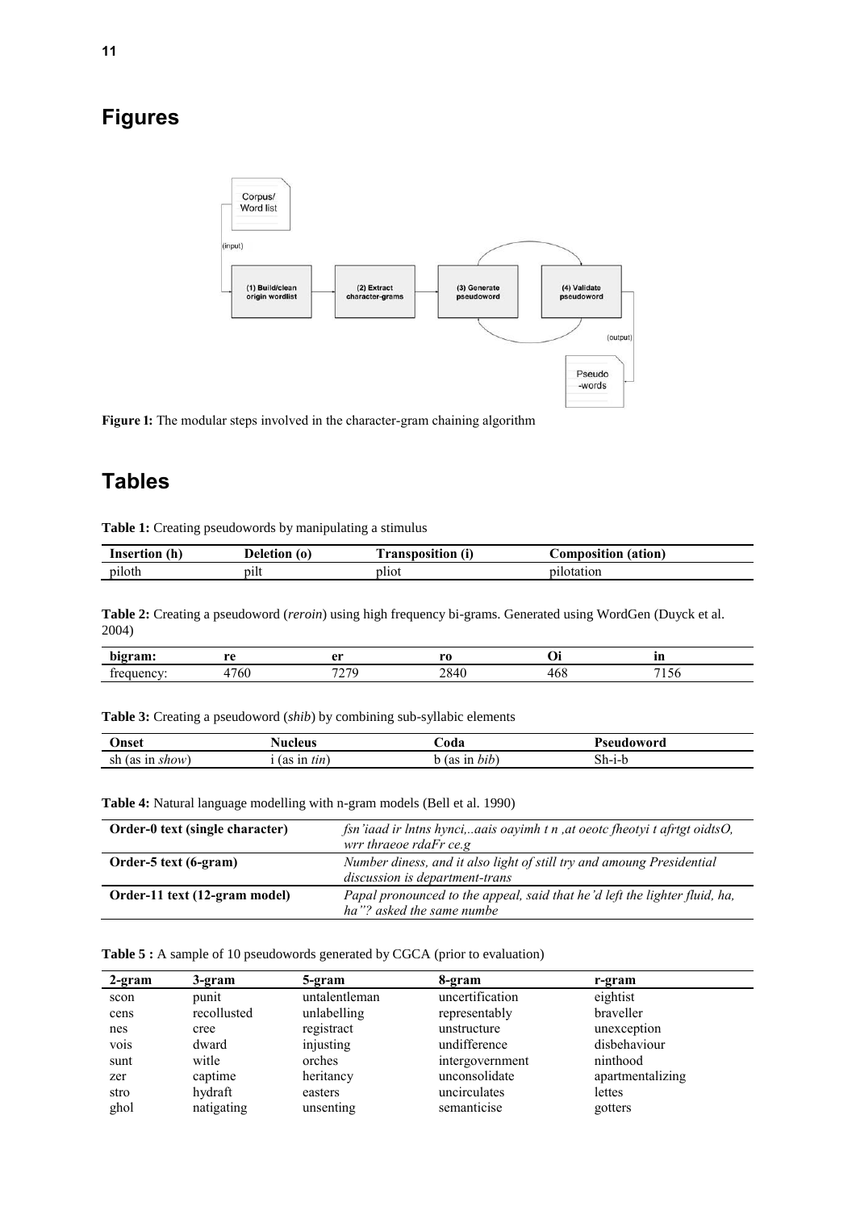# Figures

Figure 1: The modular steps involved in the character-gram chaining algorithm

# Tables

**Table 1:** Creating pseudowords by manipulating a stimulus

| Insertion (h) | Deletion (o) | Transposition (i) | Composition (ation) |
|---|---|---|---|
| piloth | pilt | pliot | pilotation |

**Table 2:** Creating a pseudoword (*reroin*) using high frequency bi-grams. Generated using WordGen (Duyck et al. 2004)

| bigram: | re | er | ro | Oi | in |
|---|---|---|---|---|---|
| frequency: | 4760 | 7279 | 2840 | 468 | 7156 |

**Table 3:** Creating a pseudoword (*shib*) by combining sub-syllabic elements

| Onset | Nucleus | Coda | Pseudoword |
|---|---|---|---|
| sh (as in *show*) | i (as in *tin*) | b (as in *bib*) | Sh-i-b |

**Table 4:** Natural language modelling with n-gram models (Bell et al. 1990)

| | |
|---|---|
| **Order-0 text (single character)** | *fsn'iaad ir lntns hynci,..aais oayimh t n ,at oeotc fheotyi t afrtgt oidtsO, wrr thraeoe rdaFr ce.g* |
| **Order-5 text (6-gram)** | *Number diness, and it also light of still try and amoung Presidential discussion is department-trans* |
| **Order-11 text (12-gram model)** | *Papal pronounced to the appeal, said that he'd left the lighter fluid, ha, ha"? asked the same numbe* |

**Table 5 :** A sample of 10 pseudowords generated by CGCA (prior to evaluation)

| 2-gram | 3-gram | 5-gram | 8-gram | r-gram |
|---|---|---|---|---|
| scon | punit | untalentleman | uncertification | eightist |
| cens | recollusted | unlabelling | representably | braveller |
| nes | cree | registract | unstructure | unexception |
| vois | dward | injusting | undifference | disbehaviour |
| sunt | witle | orches | intergovernment | ninthood |
| zer | captime | heritancy | unconsolidate | apartmentalizing |
| stro | hydraft | easters | uncirculates | lettes |
| ghol | natigating | unsenting | semanticise | gotters |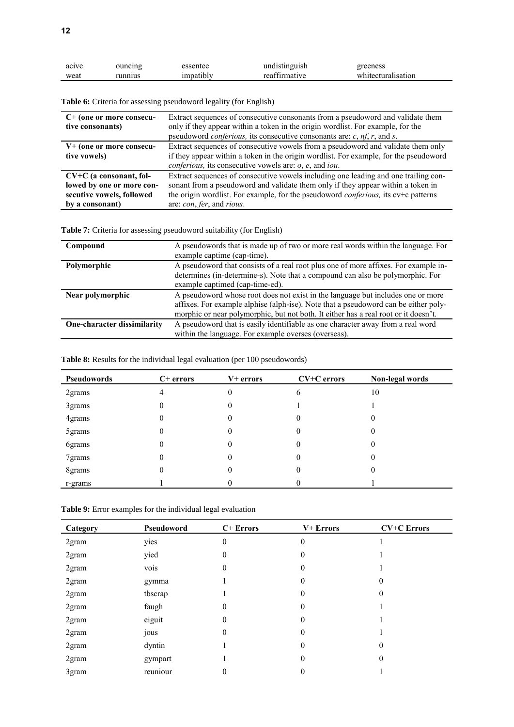| acive | ouncing | essentee | undistinguish | greeness |
|---|---|---|---|---|
| weat | runnius | impatibly | reaffirmative | whitecturalisation |

**Table 6:** Criteria for assessing pseudoword legality (for English)

| | |
|---|---|
| **C+ (one or more consecutive consonants)** | Extract sequences of consecutive consonants from a pseudoword and validate them only if they appear within a token in the origin wordlist. For example, for the pseudoword *conferious,* its consecutive consonants are: *c*, *nf*, *r*, and *s*. |
| **V+ (one or more consecutive vowels)** | Extract sequences of consecutive vowels from a pseudoword and validate them only if they appear within a token in the origin wordlist. For example, for the pseudoword *conferious,* its consecutive vowels are: *o*, *e*, and *iou*. |
| **CV+C (a consonant, followed by one or more consecutive vowels, followed by a consonant)** | Extract sequences of consecutive vowels including one leading and one trailing consonant from a pseudoword and validate them only if they appear within a token in the origin wordlist. For example, for the pseudoword *conferious,* its cv+c patterns are: *con*, *fer*, and *rious*. |

**Table 7:** Criteria for assessing pseudoword suitability (for English)

| | |
|---|---|
| **Compound** | A pseudowords that is made up of two or more real words within the language. For example captime (cap-time). |
| **Polymorphic** | A pseudoword that consists of a real root plus one of more affixes. For example indetermines (in-determine-s). Note that a compound can also be polymorphic. For example captimed (cap-time-ed). |
| **Near polymorphic** | A pseudoword whose root does not exist in the language but includes one or more affixes. For example alphise (alph-ise). Note that a pseudoword can be either polymorphic or near polymorphic, but not both. It either has a real root or it doesn't. |
| **One-character dissimilarity** | A pseudoword that is easily identifiable as one character away from a real word within the language. For example overses (overseas). |

**Table 8:** Results for the individual legal evaluation (per 100 pseudowords)

| Pseudowords | C+ errors | V+ errors | CV+C errors | Non-legal words |
|---|---|---|---|---|
| 2grams | 4 | 0 | 6 | 10 |
| 3grams | 0 | 0 | 1 | 1 |
| 4grams | 0 | 0 | 0 | 0 |
| 5grams | 0 | 0 | 0 | 0 |
| 6grams | 0 | 0 | 0 | 0 |
| 7grams | 0 | 0 | 0 | 0 |
| 8grams | 0 | 0 | 0 | 0 |
| r-grams | 1 | 0 | 0 | 1 |

**Table 9:** Error examples for the individual legal evaluation

| Category | Pseudoword | C+ Errors | V+ Errors | CV+C Errors |
|---|---|---|---|---|
| 2gram | yies | 0 | 0 | 1 |
| 2gram | yied | 0 | 0 | 1 |
| 2gram | vois | 0 | 0 | 1 |
| 2gram | gymma | 1 | 0 | 0 |
| 2gram | tbscrap | 1 | 0 | 0 |
| 2gram | faugh | 0 | 0 | 1 |
| 2gram | eiguit | 0 | 0 | 1 |
| 2gram | jous | 0 | 0 | 1 |
| 2gram | dyntin | 1 | 0 | 0 |
| 2gram | gympart | 1 | 0 | 0 |
| 3gram | reuniour | 0 | 0 | 1 |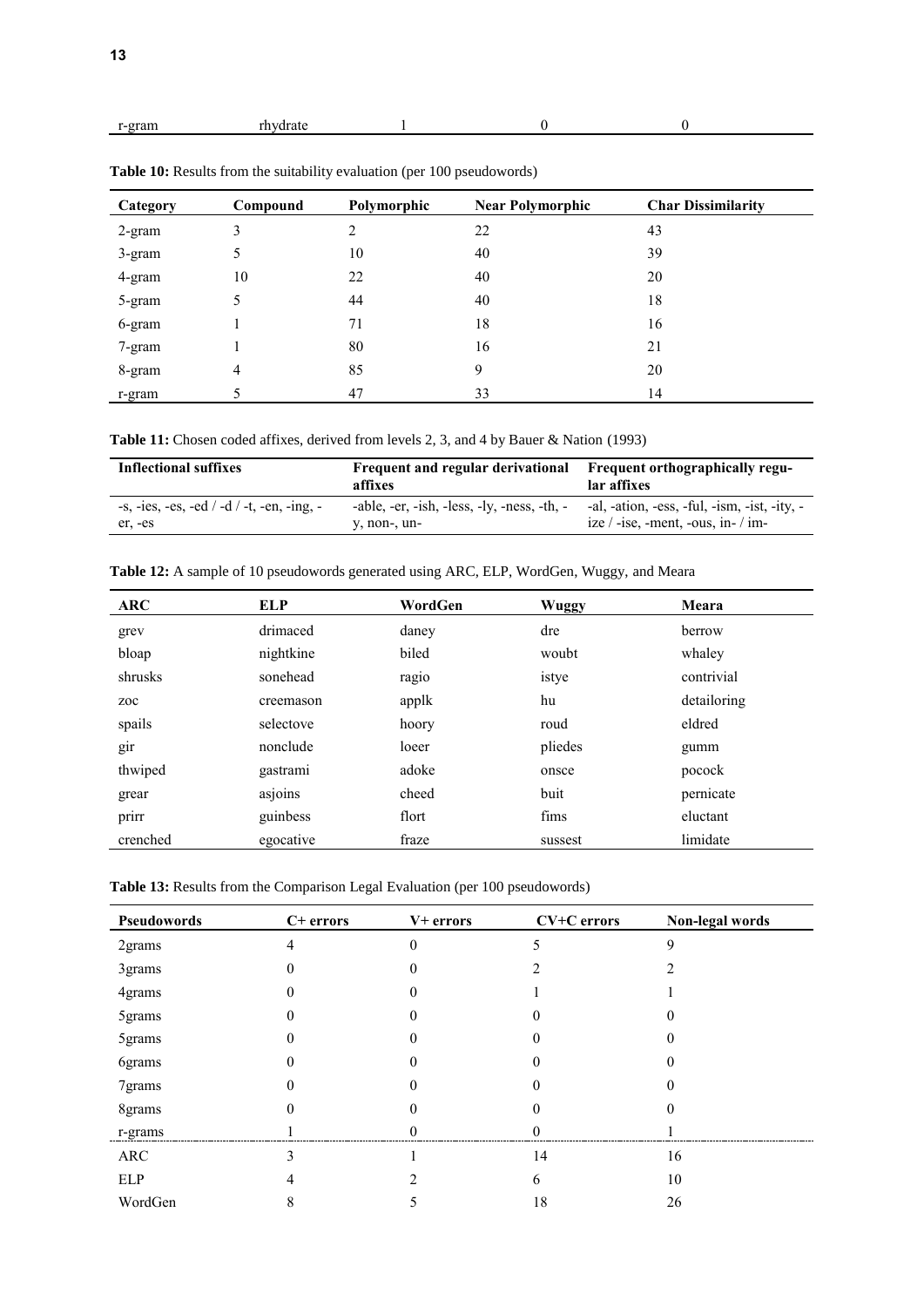| r-gram | rhydrate | 1 | 0 | 0 |
|---|---|---|---|---|

**Table 10:** Results from the suitability evaluation (per 100 pseudowords)

| Category | Compound | Polymorphic | Near Polymorphic | Char Dissimilarity |
|---|---|---|---|---|
| 2-gram | 3 | 2 | 22 | 43 |
| 3-gram | 5 | 10 | 40 | 39 |
| 4-gram | 10 | 22 | 40 | 20 |
| 5-gram | 5 | 44 | 40 | 18 |
| 6-gram | 1 | 71 | 18 | 16 |
| 7-gram | 1 | 80 | 16 | 21 |
| 8-gram | 4 | 85 | 9 | 20 |
| r-gram | 5 | 47 | 33 | 14 |

**Table 11:** Chosen coded affixes, derived from levels 2, 3, and 4 by Bauer & Nation (1993)

| Inflectional suffixes | Frequent and regular derivational affixes | Frequent orthographically regular affixes |
|---|---|---|
| -s, -ies, -es, -ed / -d / -t, -en, -ing, -er, -es | -able, -er, -ish, -less, -ly, -ness, -th, -y, non-, un- | -al, -ation, -ess, -ful, -ism, -ist, -ity, -ize / -ise, -ment, -ous, in- / im- |

**Table 12:** A sample of 10 pseudowords generated using ARC, ELP, WordGen, Wuggy, and Meara

| ARC | ELP | WordGen | Wuggy | Meara |
|---|---|---|---|---|
| grev | drimaced | daney | dre | berrow |
| bloap | nightkine | biled | woubt | whaley |
| shrusks | sonehead | ragio | istye | contrivial |
| zoc | creemason | applk | hu | detailoring |
| spails | selectove | hoory | roud | eldred |
| gir | nonclude | loeer | pliedes | gumm |
| thwiped | gastrami | adoke | onsce | pocock |
| grear | asjoins | cheed | buit | pernicate |
| prirr | guinbess | flort | fims | eluctant |
| crenched | egocative | fraze | sussest | limidate |

**Table 13:** Results from the Comparison Legal Evaluation (per 100 pseudowords)

| Pseudowords | C+ errors | V+ errors | CV+C errors | Non-legal words |
|---|---|---|---|---|
| 2grams | 4 | 0 | 5 | 9 |
| 3grams | 0 | 0 | 2 | 2 |
| 4grams | 0 | 0 | 1 | 1 |
| 5grams | 0 | 0 | 0 | 0 |
| 5grams | 0 | 0 | 0 | 0 |
| 6grams | 0 | 0 | 0 | 0 |
| 7grams | 0 | 0 | 0 | 0 |
| 8grams | 0 | 0 | 0 | 0 |
| r-grams | 1 | 0 | 0 | 1 |
| ARC | 3 | 1 | 14 | 16 |
| ELP | 4 | 2 | 6 | 10 |
| WordGen | 8 | 5 | 18 | 26 |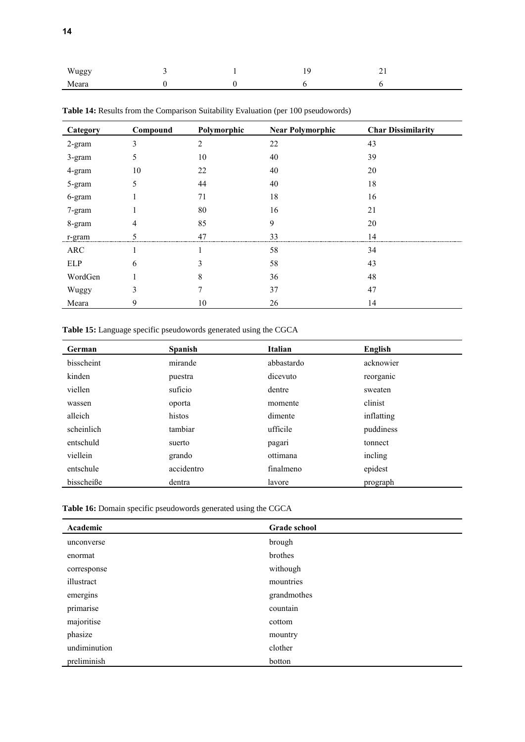| | | | | |
|---|---|---|---|---|
| Wuggy | 3 | 1 | 19 | 21 |
| Meara | 0 | 0 | 6 | 6 |

**Table 14:** Results from the Comparison Suitability Evaluation (per 100 pseudowords)

| Category | Compound | Polymorphic | Near Polymorphic | Char Dissimilarity |
|---|---|---|---|---|
| 2-gram | 3 | 2 | 22 | 43 |
| 3-gram | 5 | 10 | 40 | 39 |
| 4-gram | 10 | 22 | 40 | 20 |
| 5-gram | 5 | 44 | 40 | 18 |
| 6-gram | 1 | 71 | 18 | 16 |
| 7-gram | 1 | 80 | 16 | 21 |
| 8-gram | 4 | 85 | 9 | 20 |
| r-gram | 5 | 47 | 33 | 14 |
| ARC | 1 | 1 | 58 | 34 |
| ELP | 6 | 3 | 58 | 43 |
| WordGen | 1 | 8 | 36 | 48 |
| Wuggy | 3 | 7 | 37 | 47 |
| Meara | 9 | 10 | 26 | 14 |

**Table 15:** Language specific pseudowords generated using the CGCA

| German | Spanish | Italian | English |
|---|---|---|---|
| bisscheint | mirande | abbastardo | acknowier |
| kinden | puestra | dicevuto | reorganic |
| viellen | suficio | dentre | sweaten |
| wassen | oporta | momente | clinist |
| alleich | histos | dimente | inflatting |
| scheinlich | tambiar | ufficile | puddiness |
| entschuld | suerto | pagari | tonnect |
| viellein | grando | ottimana | incling |
| entschule | accidentro | finalmeno | epidest |
| bisscheiße | dentra | lavore | prograph |

**Table 16:** Domain specific pseudowords generated using the CGCA

| Academic | Grade school |
|---|---|
| unconverse | brough |
| enormat | brothes |
| corresponse | withough |
| illustract | mountries |
| emergins | grandmothes |
| primarise | countain |
| majoritise | cottom |
| phasize | mountry |
| undiminution | clother |
| preliminish | botton |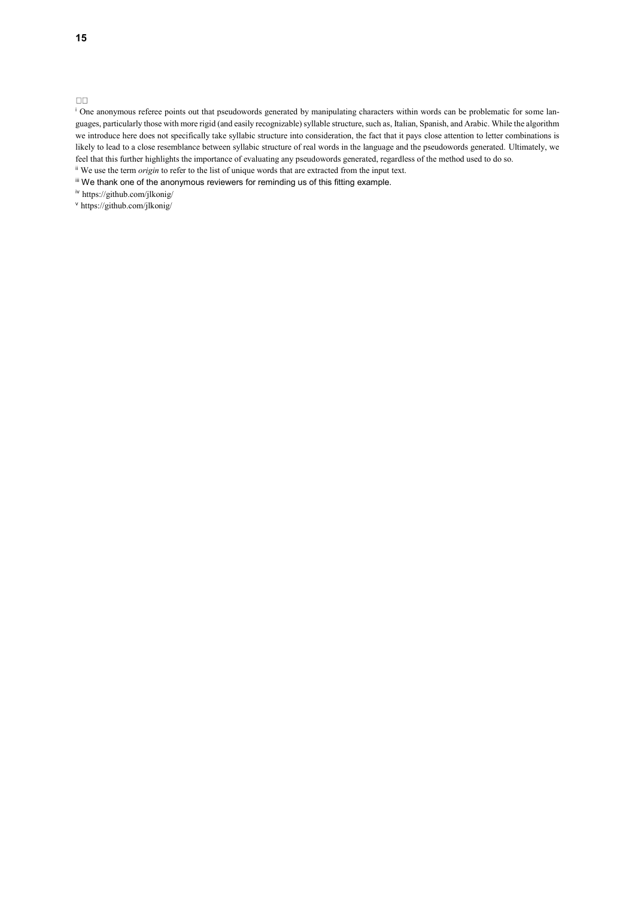[i] One anonymous referee points out that pseudowords generated by manipulating characters within words can be problematic for some languages, particularly those with more rigid (and easily recognizable) syllable structure, such as, Italian, Spanish, and Arabic. While the algorithm we introduce here does not specifically take syllabic structure into consideration, the fact that it pays close attention to letter combinations is likely to lead to a close resemblance between syllabic structure of real words in the language and the pseudowords generated. Ultimately, we feel that this further highlights the importance of evaluating any pseudowords generated, regardless of the method used to do so.

[ii] We use the term *origin* to refer to the list of unique words that are extracted from the input text.

[iii] We thank one of the anonymous reviewers for reminding us of this fitting example.

[iv] https://github.com/jlkonig/

[v] https://github.com/jlkonig/